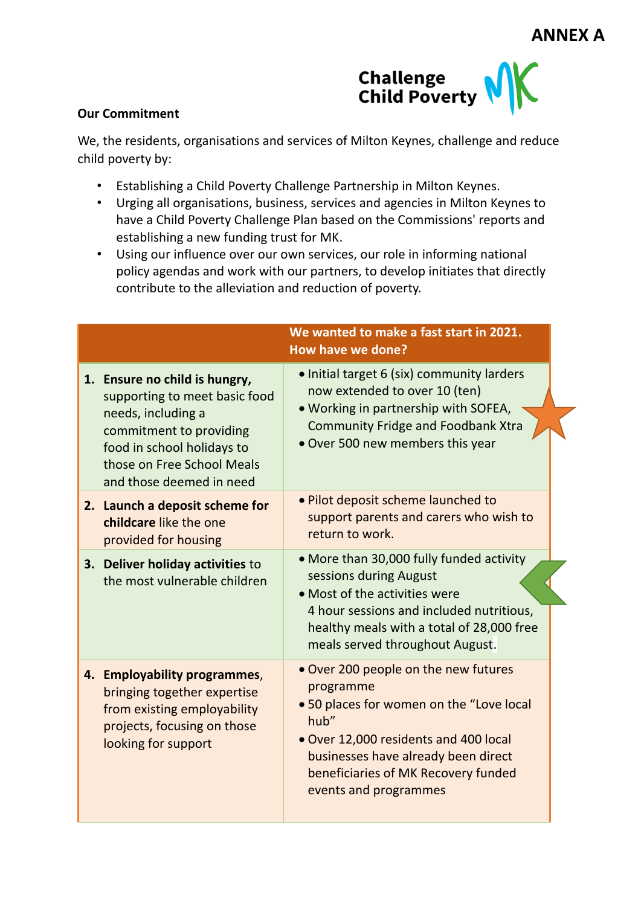# ANNEX A

Challenge Child Poverty MK

**Our Commitment**

We, the residents, organisations and services of Milton Keynes, challenge and reduce child poverty by:

- Establishing a Child Poverty Challenge Partnership in Milton Keynes.
- Urging all organisations, business, services and agencies in Milton Keynes to have a Child Poverty Challenge Plan based on the Commissions' reports and establishing a new funding trust for MK.
- Using our influence over our own services, our role in informing national policy agendas and work with our partners, to develop initiates that directly contribute to the alleviation and reduction of poverty.

| | **We wanted to make a fast start in 2021. How have we done?** |
|---|---|
| 1. **Ensure no child is hungry,** supporting to meet basic food needs, including a commitment to providing food in school holidays to those on Free School Meals and those deemed in need | • Initial target 6 (six) community larders now extended to over 10 (ten)<br>• Working in partnership with SOFEA, Community Fridge and Foodbank Xtra<br>• Over 500 new members this year |
| 2. **Launch a deposit scheme for childcare** like the one provided for housing | • Pilot deposit scheme launched to support parents and carers who wish to return to work. |
| 3. **Deliver holiday activities** to the most vulnerable children | • More than 30,000 fully funded activity sessions during August<br>• Most of the activities were 4 hour sessions and included nutritious, healthy meals with a total of 28,000 free meals served throughout August. |
| 4. **Employability programmes**, bringing together expertise from existing employability projects, focusing on those looking for support | • Over 200 people on the new futures programme<br>• 50 places for women on the "Love local hub"<br>• Over 12,000 residents and 400 local businesses have already been direct beneficiaries of MK Recovery funded events and programmes |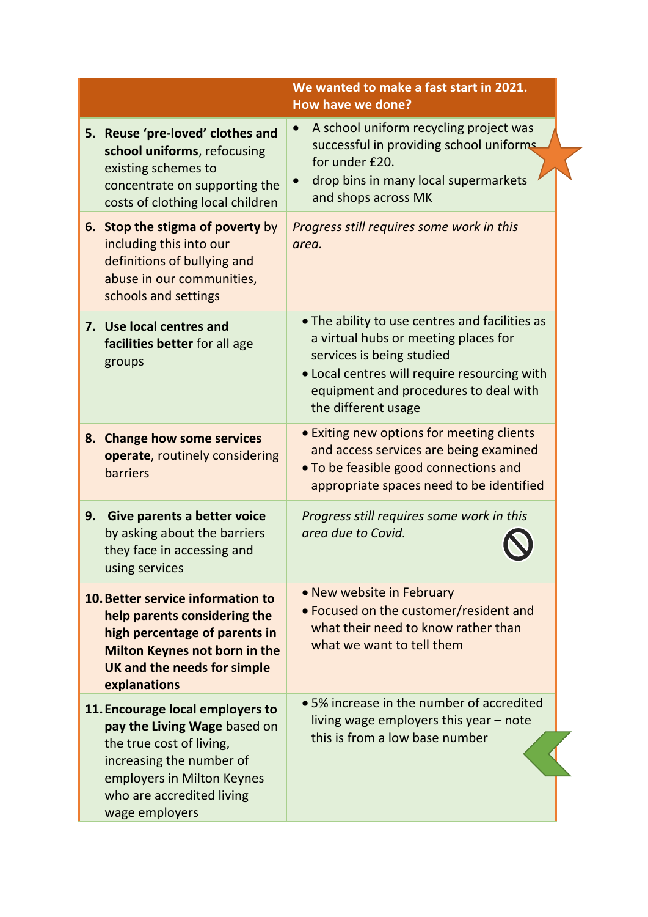| | We wanted to make a fast start in 2021. How have we done? |
|---|---|
| 5. **Reuse 'pre-loved' clothes and school uniforms**, refocusing existing schemes to concentrate on supporting the costs of clothing local children | • A school uniform recycling project was successful in providing school uniforms for under £20.<br>• drop bins in many local supermarkets and shops across MK |
| 6. **Stop the stigma of poverty** by including this into our definitions of bullying and abuse in our communities, schools and settings | *Progress still requires some work in this area.* |
| 7. **Use local centres and facilities better** for all age groups | • The ability to use centres and facilities as a virtual hubs or meeting places for services is being studied<br>• Local centres will require resourcing with equipment and procedures to deal with the different usage |
| 8. **Change how some services operate**, routinely considering barriers | • Exiting new options for meeting clients and access services are being examined<br>• To be feasible good connections and appropriate spaces need to be identified |
| 9. **Give parents a better voice** by asking about the barriers they face in accessing and using services | *Progress still requires some work in this area due to Covid.* |
| 10. **Better service information to help parents considering the high percentage of parents in Milton Keynes not born in the UK and the needs for simple explanations** | • New website in February<br>• Focused on the customer/resident and what their need to know rather than what we want to tell them |
| 11. **Encourage local employers to pay the Living Wage** based on the true cost of living, increasing the number of employers in Milton Keynes who are accredited living wage employers | • 5% increase in the number of accredited living wage employers this year – note this is from a low base number |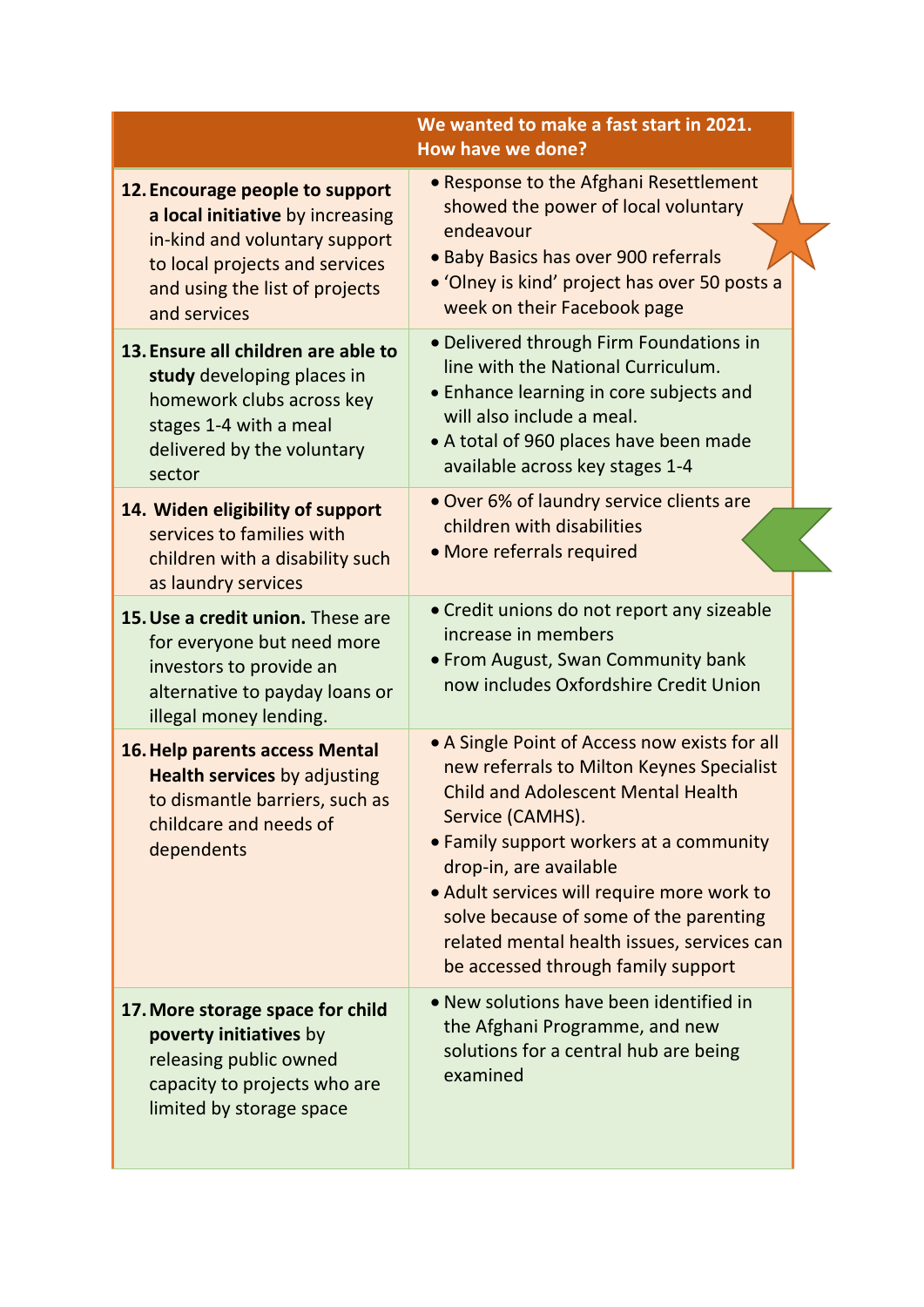| | We wanted to make a fast start in 2021. How have we done? |
|---|---|
| 12. **Encourage people to support a local initiative** by increasing in-kind and voluntary support to local projects and services and using the list of projects and services | • Response to the Afghani Resettlement showed the power of local voluntary endeavour<br>• Baby Basics has over 900 referrals<br>• 'Olney is kind' project has over 50 posts a week on their Facebook page |
| 13. **Ensure all children are able to study** developing places in homework clubs across key stages 1-4 with a meal delivered by the voluntary sector | • Delivered through Firm Foundations in line with the National Curriculum.<br>• Enhance learning in core subjects and will also include a meal.<br>• A total of 960 places have been made available across key stages 1-4 |
| 14. **Widen eligibility of support** services to families with children with a disability such as laundry services | • Over 6% of laundry service clients are children with disabilities<br>• More referrals required |
| 15. **Use a credit union.** These are for everyone but need more investors to provide an alternative to payday loans or illegal money lending. | • Credit unions do not report any sizeable increase in members<br>• From August, Swan Community bank now includes Oxfordshire Credit Union |
| 16. **Help parents access Mental Health services** by adjusting to dismantle barriers, such as childcare and needs of dependents | • A Single Point of Access now exists for all new referrals to Milton Keynes Specialist Child and Adolescent Mental Health Service (CAMHS).<br>• Family support workers at a community drop-in, are available<br>• Adult services will require more work to solve because of some of the parenting related mental health issues, services can be accessed through family support |
| 17. **More storage space for child poverty initiatives** by releasing public owned capacity to projects who are limited by storage space | • New solutions have been identified in the Afghani Programme, and new solutions for a central hub are being examined |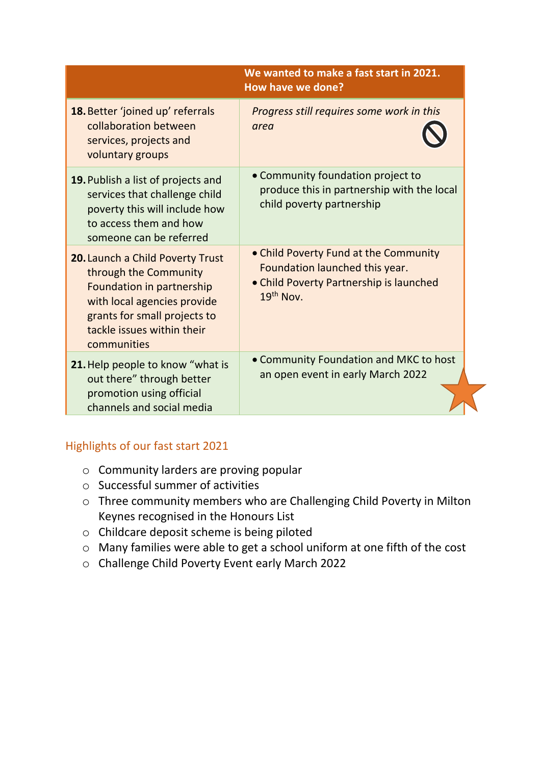| | We wanted to make a fast start in 2021. How have we done? |
|---|---|
| **18.** Better 'joined up' referrals collaboration between services, projects and voluntary groups | *Progress still requires some work in this area* |
| **19.** Publish a list of projects and services that challenge child poverty this will include how to access them and how someone can be referred | • Community foundation project to produce this in partnership with the local child poverty partnership |
| **20.** Launch a Child Poverty Trust through the Community Foundation in partnership with local agencies provide grants for small projects to tackle issues within their communities | • Child Poverty Fund at the Community Foundation launched this year.<br>• Child Poverty Partnership is launched 19th Nov. |
| **21.** Help people to know "what is out there" through better promotion using official channels and social media | • Community Foundation and MKC to host an open event in early March 2022 |

## Highlights of our fast start 2021

- Community larders are proving popular
- Successful summer of activities
- Three community members who are Challenging Child Poverty in Milton Keynes recognised in the Honours List
- Childcare deposit scheme is being piloted
- Many families were able to get a school uniform at one fifth of the cost
- Challenge Child Poverty Event early March 2022